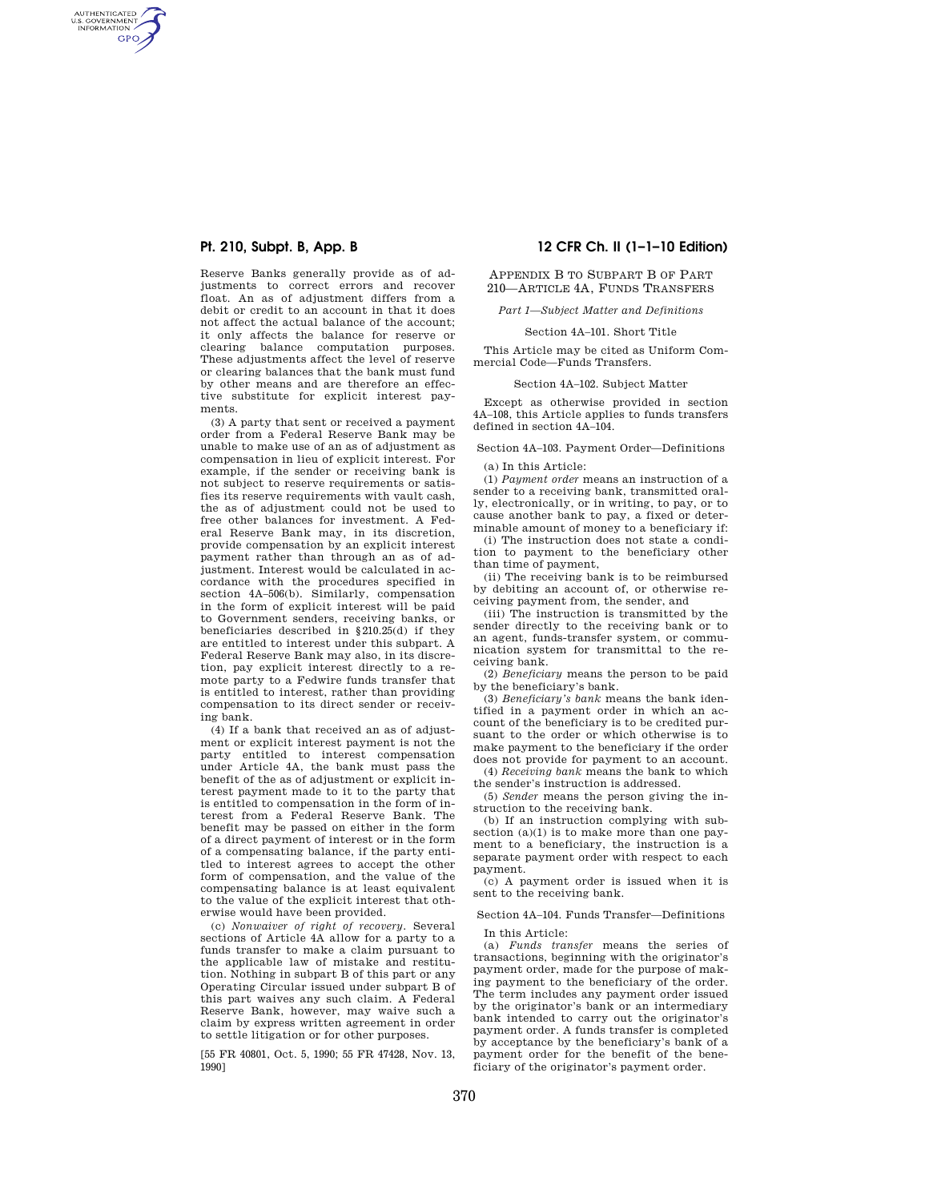Reserve Banks generally provide as of adjustments to correct errors and recover float. An as of adjustment differs from a debit or credit to an account in that it does not affect the actual balance of the account; it only affects the balance for reserve or clearing balance computation purposes. These adjustments affect the level of reserve or clearing balances that the bank must fund by other means and are therefore an effective substitute for explicit interest payments.

(3) A party that sent or received a payment order from a Federal Reserve Bank may be unable to make use of an as of adjustment as compensation in lieu of explicit interest. For example, if the sender or receiving bank is not subject to reserve requirements or satisfies its reserve requirements with vault cash, the as of adjustment could not be used to free other balances for investment. A Federal Reserve Bank may, in its discretion, provide compensation by an explicit interest payment rather than through an as of adjustment. Interest would be calculated in accordance with the procedures specified in section 4A–506(b). Similarly, compensation in the form of explicit interest will be paid to Government senders, receiving banks, or beneficiaries described in §210.25(d) if they are entitled to interest under this subpart. A Federal Reserve Bank may also, in its discretion, pay explicit interest directly to a remote party to a Fedwire funds transfer that is entitled to interest, rather than providing compensation to its direct sender or receiving bank.

(4) If a bank that received an as of adjustment or explicit interest payment is not the party entitled to interest compensation under Article 4A, the bank must pass the benefit of the as of adjustment or explicit interest payment made to it to the party that is entitled to compensation in the form of interest from a Federal Reserve Bank. The benefit may be passed on either in the form of a direct payment of interest or in the form of a compensating balance, if the party entitled to interest agrees to accept the other form of compensation, and the value of the compensating balance is at least equivalent to the value of the explicit interest that otherwise would have been provided.

(c) *Nonwaiver of right of recovery.* Several sections of Article 4A allow for a party to a funds transfer to make a claim pursuant to the applicable law of mistake and restitution. Nothing in subpart B of this part or any Operating Circular issued under subpart B of this part waives any such claim. A Federal Reserve Bank, however, may waive such a claim by express written agreement in order to settle litigation or for other purposes.

[55 FR 40801, Oct. 5, 1990; 55 FR 47428, Nov. 13, 1990]

## APPENDIX B TO SUBPART B OF PART 210—ARTICLE 4A, FUNDS TRANSFERS

### *Part 1—Subject Matter and Definitions*

#### Section 4A–101. Short Title

This Article may be cited as Uniform Commercial Code—Funds Transfers.

#### Section 4A–102. Subject Matter

Except as otherwise provided in section 4A–108, this Article applies to funds transfers defined in section 4A–104.

#### Section 4A–103. Payment Order—Definitions

(a) In this Article:

(1) *Payment order* means an instruction of a sender to a receiving bank, transmitted orally, electronically, or in writing, to pay, or to cause another bank to pay, a fixed or determinable amount of money to a beneficiary if:

(i) The instruction does not state a condition to payment to the beneficiary other than time of payment,

(ii) The receiving bank is to be reimbursed by debiting an account of, or otherwise receiving payment from, the sender, and

(iii) The instruction is transmitted by the sender directly to the receiving bank or to an agent, funds-transfer system, or communication system for transmittal to the receiving bank.

(2) *Beneficiary* means the person to be paid by the beneficiary's bank.

(3) *Beneficiary's bank* means the bank identified in a payment order in which an account of the beneficiary is to be credited pursuant to the order or which otherwise is to make payment to the beneficiary if the order does not provide for payment to an account.

(4) *Receiving bank* means the bank to which the sender's instruction is addressed.

(5) *Sender* means the person giving the instruction to the receiving bank.

(b) If an instruction complying with subsection (a)(1) is to make more than one payment to a beneficiary, the instruction is a separate payment order with respect to each payment.

(c) A payment order is issued when it is sent to the receiving bank.

#### Section 4A–104. Funds Transfer—Definitions

In this Article:

(a) *Funds transfer* means the series of transactions, beginning with the originator's payment order, made for the purpose of making payment to the beneficiary of the order. The term includes any payment order issued by the originator's bank or an intermediary bank intended to carry out the originator's payment order. A funds transfer is completed by acceptance by the beneficiary's bank of a payment order for the benefit of the beneficiary of the originator's payment order.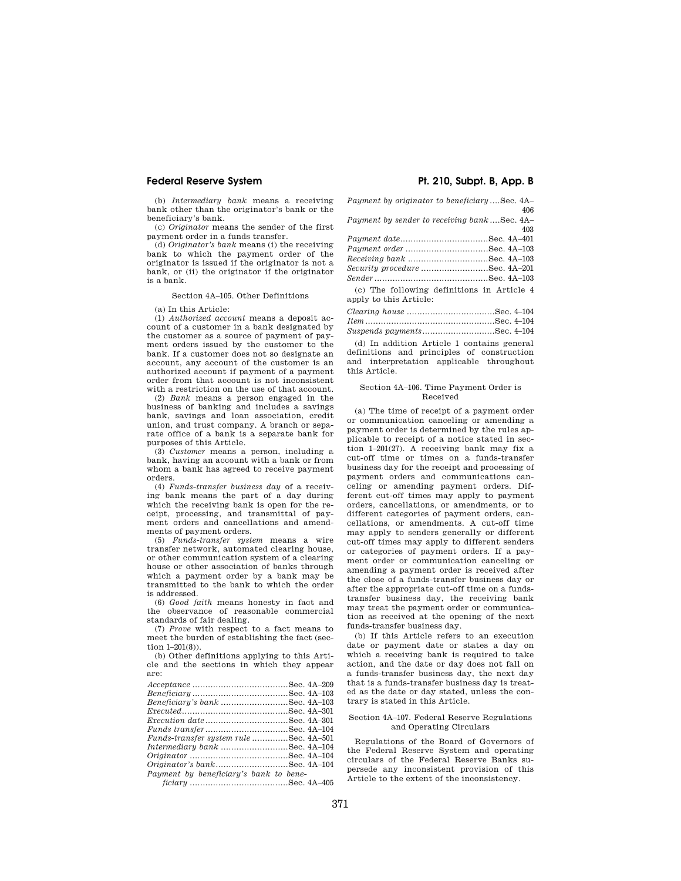(b) *Intermediary bank* means a receiving bank other than the originator's bank or the beneficiary's bank.

(c) *Originator* means the sender of the first payment order in a funds transfer.

(d) *Originator's bank* means (i) the receiving bank to which the payment order of the originator is issued if the originator is not a bank, or (ii) the originator if the originator is a bank.

Section 4A–105. Other Definitions

(a) In this Article:

(1) *Authorized account* means a deposit account of a customer in a bank designated by the customer as a source of payment of payment orders issued by the customer to the bank. If a customer does not so designate an account, any account of the customer is an authorized account if payment of a payment order from that account is not inconsistent with a restriction on the use of that account.

(2) *Bank* means a person engaged in the business of banking and includes a savings bank, savings and loan association, credit union, and trust company. A branch or separate office of a bank is a separate bank for purposes of this Article.

(3) *Customer* means a person, including a bank, having an account with a bank or from whom a bank has agreed to receive payment orders.

(4) *Funds-transfer business day* of a receiving bank means the part of a day during which the receiving bank is open for the receipt, processing, and transmittal of payment orders and cancellations and amendments of payment orders.

(5) *Funds-transfer system* means a wire transfer network, automated clearing house, or other communication system of a clearing house or other association of banks through which a payment order by a bank may be transmitted to the bank to which the order is addressed.

(6) *Good faith* means honesty in fact and the observance of reasonable commercial standards of fair dealing.

(7) *Prove* with respect to a fact means to meet the burden of establishing the fact (section 1–201(8)).

(b) Other definitions applying to this Article and the sections in which they appear are:

*Acceptance* .....Sec. 4A–209
*Beneficiary* .....Sec. 4A–103
*Beneficiary's bank* .....Sec. 4A–103
*Executed* .....Sec. 4A–301
*Execution date* .....Sec. 4A–301
*Funds transfer* .....Sec. 4A–104
*Funds-transfer system rule* .....Sec. 4A–501
*Intermediary bank* .....Sec. 4A–104
*Originator* .....Sec. 4A–104
*Originator's bank* .....Sec. 4A–104
*Payment by beneficiary's bank to beneficiary* .....Sec. 4A–405
*Payment by originator to beneficiary* .....Sec. 4A–406
*Payment by sender to receiving bank* .....Sec. 4A–403
*Payment date* .....Sec. 4A–401
*Payment order* .....Sec. 4A–103
*Receiving bank* .....Sec. 4A–103
*Security procedure* .....Sec. 4A–201
*Sender* .....Sec. 4A–103

(c) The following definitions in Article 4 apply to this Article:

*Clearing house* .....Sec. 4–104
*Item* .....Sec. 4–104
*Suspends payments* .....Sec. 4–104

(d) In addition Article 1 contains general definitions and principles of construction and interpretation applicable throughout this Article.

Section 4A–106. Time Payment Order is Received

(a) The time of receipt of a payment order or communication canceling or amending a payment order is determined by the rules applicable to receipt of a notice stated in section 1–201(27). A receiving bank may fix a cut-off time or times on a funds-transfer business day for the receipt and processing of payment orders and communications canceling or amending payment orders. Different cut-off times may apply to payment orders, cancellations, or amendments, or to different categories of payment orders, cancellations, or amendments. A cut-off time may apply to senders generally or different cut-off times may apply to different senders or categories of payment orders. If a payment order or communication canceling or amending a payment order is received after the close of a funds-transfer business day or after the appropriate cut-off time on a funds-transfer business day, the receiving bank may treat the payment order or communication as received at the opening of the next funds-transfer business day.

(b) If this Article refers to an execution date or payment date or states a day on which a receiving bank is required to take action, and the date or day does not fall on a funds-transfer business day, the next day that is a funds-transfer business day is treated as the date or day stated, unless the contrary is stated in this Article.

Section 4A–107. Federal Reserve Regulations and Operating Circulars

Regulations of the Board of Governors of the Federal Reserve System and operating circulars of the Federal Reserve Banks supersede any inconsistent provision of this Article to the extent of the inconsistency.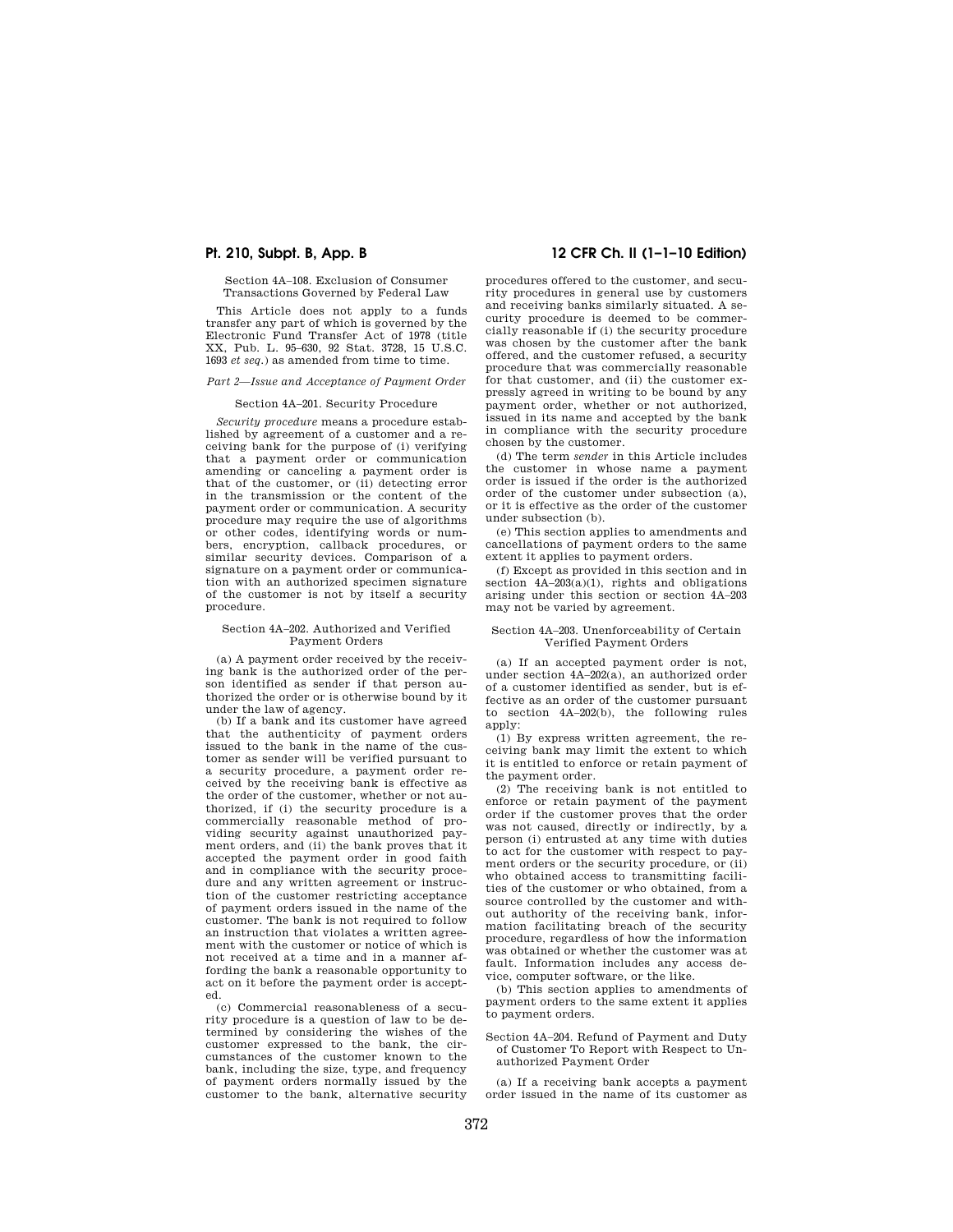Section 4A–108. Exclusion of Consumer Transactions Governed by Federal Law

This Article does not apply to a funds transfer any part of which is governed by the Electronic Fund Transfer Act of 1978 (title XX, Pub. L. 95–630, 92 Stat. 3728, 15 U.S.C. 1693 *et seq.*) as amended from time to time.

*Part 2—Issue and Acceptance of Payment Order*

Section 4A–201. Security Procedure

*Security procedure* means a procedure established by agreement of a customer and a receiving bank for the purpose of (i) verifying that a payment order or communication amending or canceling a payment order is that of the customer, or (ii) detecting error in the transmission or the content of the payment order or communication. A security procedure may require the use of algorithms or other codes, identifying words or numbers, encryption, callback procedures, or similar security devices. Comparison of a signature on a payment order or communication with an authorized specimen signature of the customer is not by itself a security procedure.

Section 4A–202. Authorized and Verified Payment Orders

(a) A payment order received by the receiving bank is the authorized order of the person identified as sender if that person authorized the order or is otherwise bound by it under the law of agency.

(b) If a bank and its customer have agreed that the authenticity of payment orders issued to the bank in the name of the customer as sender will be verified pursuant to a security procedure, a payment order received by the receiving bank is effective as the order of the customer, whether or not authorized, if (i) the security procedure is a commercially reasonable method of providing security against unauthorized payment orders, and (ii) the bank proves that it accepted the payment order in good faith and in compliance with the security procedure and any written agreement or instruction of the customer restricting acceptance of payment orders issued in the name of the customer. The bank is not required to follow an instruction that violates a written agreement with the customer or notice of which is not received at a time and in a manner affording the bank a reasonable opportunity to act on it before the payment order is accepted.

(c) Commercial reasonableness of a security procedure is a question of law to be determined by considering the wishes of the customer expressed to the bank, the circumstances of the customer known to the bank, including the size, type, and frequency of payment orders normally issued by the customer to the bank, alternative security procedures offered to the customer, and security procedures in general use by customers and receiving banks similarly situated. A security procedure is deemed to be commercially reasonable if (i) the security procedure was chosen by the customer after the bank offered, and the customer refused, a security procedure that was commercially reasonable for that customer, and (ii) the customer expressly agreed in writing to be bound by any payment order, whether or not authorized, issued in its name and accepted by the bank in compliance with the security procedure chosen by the customer.

(d) The term *sender* in this Article includes the customer in whose name a payment order is issued if the order is the authorized order of the customer under subsection (a), or it is effective as the order of the customer under subsection (b).

(e) This section applies to amendments and cancellations of payment orders to the same extent it applies to payment orders.

(f) Except as provided in this section and in section 4A–203(a)(1), rights and obligations arising under this section or section 4A–203 may not be varied by agreement.

Section 4A–203. Unenforceability of Certain Verified Payment Orders

(a) If an accepted payment order is not, under section 4A–202(a), an authorized order of a customer identified as sender, but is effective as an order of the customer pursuant to section 4A–202(b), the following rules apply:

(1) By express written agreement, the receiving bank may limit the extent to which it is entitled to enforce or retain payment of the payment order.

(2) The receiving bank is not entitled to enforce or retain payment of the payment order if the customer proves that the order was not caused, directly or indirectly, by a person (i) entrusted at any time with duties to act for the customer with respect to payment orders or the security procedure, or (ii) who obtained access to transmitting facilities of the customer or who obtained, from a source controlled by the customer and without authority of the receiving bank, information facilitating breach of the security procedure, regardless of how the information was obtained or whether the customer was at fault. Information includes any access device, computer software, or the like.

(b) This section applies to amendments of payment orders to the same extent it applies to payment orders.

Section 4A–204. Refund of Payment and Duty of Customer To Report with Respect to Unauthorized Payment Order

(a) If a receiving bank accepts a payment order issued in the name of its customer as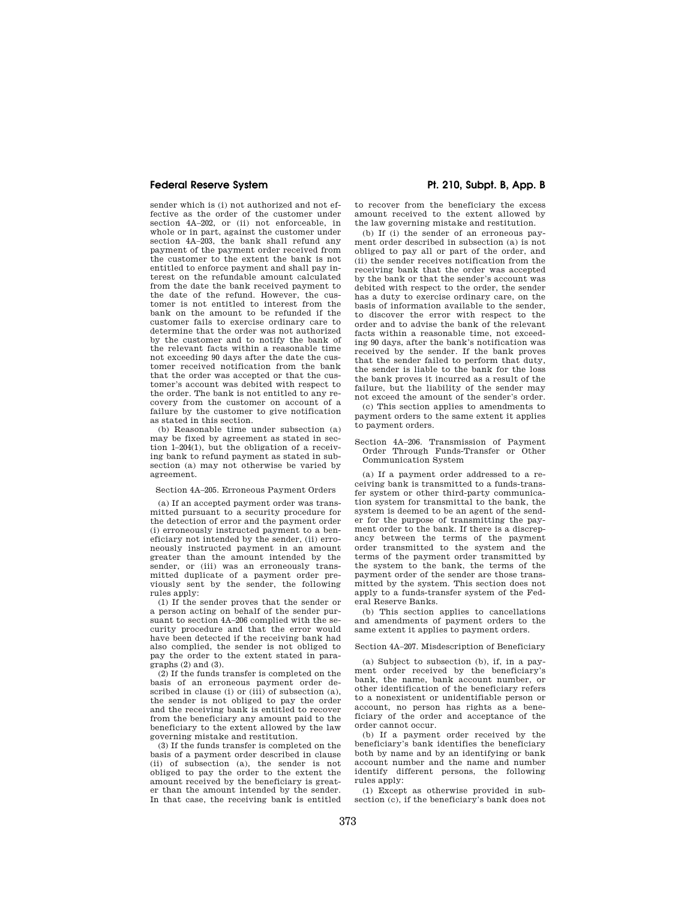sender which is (i) not authorized and not effective as the order of the customer under section 4A–202, or (ii) not enforceable, in whole or in part, against the customer under section 4A–203, the bank shall refund any payment of the payment order received from the customer to the extent the bank is not entitled to enforce payment and shall pay interest on the refundable amount calculated from the date the bank received payment to the date of the refund. However, the customer is not entitled to interest from the bank on the amount to be refunded if the customer fails to exercise ordinary care to determine that the order was not authorized by the customer and to notify the bank of the relevant facts within a reasonable time not exceeding 90 days after the date the customer received notification from the bank that the order was accepted or that the customer's account was debited with respect to the order. The bank is not entitled to any recovery from the customer on account of a failure by the customer to give notification as stated in this section.

(b) Reasonable time under subsection (a) may be fixed by agreement as stated in section 1–204(1), but the obligation of a receiving bank to refund payment as stated in subsection (a) may not otherwise be varied by agreement.

Section 4A–205. Erroneous Payment Orders

(a) If an accepted payment order was transmitted pursuant to a security procedure for the detection of error and the payment order (i) erroneously instructed payment to a beneficiary not intended by the sender, (ii) erroneously instructed payment in an amount greater than the amount intended by the sender, or (iii) was an erroneously transmitted duplicate of a payment order previously sent by the sender, the following rules apply:

(1) If the sender proves that the sender or a person acting on behalf of the sender pursuant to section 4A–206 complied with the security procedure and that the error would have been detected if the receiving bank had also complied, the sender is not obliged to pay the order to the extent stated in paragraphs (2) and (3).

(2) If the funds transfer is completed on the basis of an erroneous payment order described in clause (i) or (iii) of subsection (a), the sender is not obliged to pay the order and the receiving bank is entitled to recover from the beneficiary any amount paid to the beneficiary to the extent allowed by the law governing mistake and restitution.

(3) If the funds transfer is completed on the basis of a payment order described in clause (ii) of subsection (a), the sender is not obliged to pay the order to the extent the amount received by the beneficiary is greater than the amount intended by the sender. In that case, the receiving bank is entitled to recover from the beneficiary the excess amount received to the extent allowed by the law governing mistake and restitution.

(b) If (i) the sender of an erroneous payment order described in subsection (a) is not obliged to pay all or part of the order, and (ii) the sender receives notification from the receiving bank that the order was accepted by the bank or that the sender's account was debited with respect to the order, the sender has a duty to exercise ordinary care, on the basis of information available to the sender, to discover the error with respect to the order and to advise the bank of the relevant facts within a reasonable time, not exceeding 90 days, after the bank's notification was received by the sender. If the bank proves that the sender failed to perform that duty, the sender is liable to the bank for the loss the bank proves it incurred as a result of the failure, but the liability of the sender may not exceed the amount of the sender's order.

(c) This section applies to amendments to payment orders to the same extent it applies to payment orders.

Section 4A–206. Transmission of Payment Order Through Funds-Transfer or Other Communication System

(a) If a payment order addressed to a receiving bank is transmitted to a funds-transfer system or other third-party communication system for transmittal to the bank, the system is deemed to be an agent of the sender for the purpose of transmitting the payment order to the bank. If there is a discrepancy between the terms of the payment order transmitted to the system and the terms of the payment order transmitted by the system to the bank, the terms of the payment order of the sender are those transmitted by the system. This section does not apply to a funds-transfer system of the Federal Reserve Banks.

(b) This section applies to cancellations and amendments of payment orders to the same extent it applies to payment orders.

Section 4A–207. Misdescription of Beneficiary

(a) Subject to subsection (b), if, in a payment order received by the beneficiary's bank, the name, bank account number, or other identification of the beneficiary refers to a nonexistent or unidentifiable person or account, no person has rights as a beneficiary of the order and acceptance of the order cannot occur.

(b) If a payment order received by the beneficiary's bank identifies the beneficiary both by name and by an identifying or bank account number and the name and number identify different persons, the following rules apply:

(1) Except as otherwise provided in subsection (c), if the beneficiary's bank does not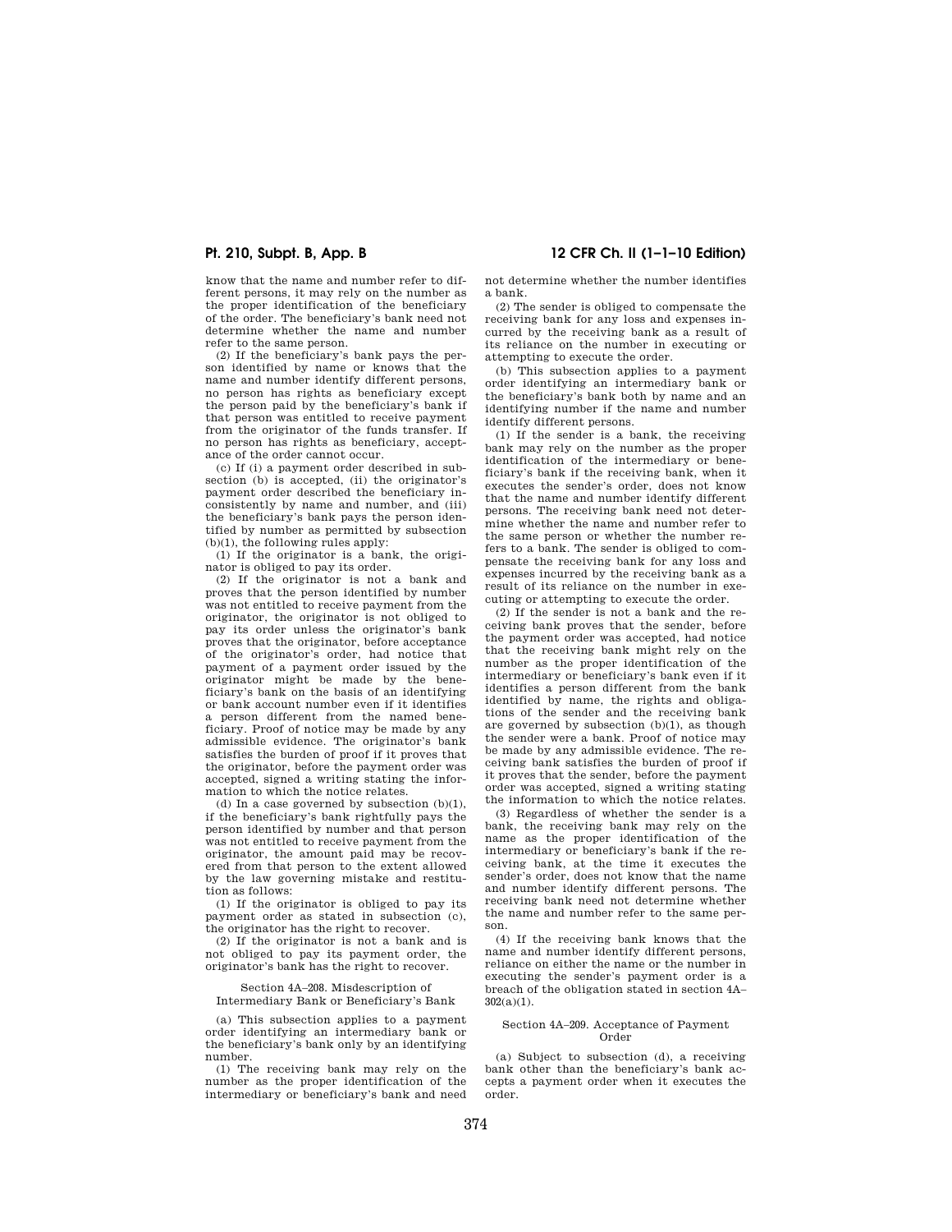know that the name and number refer to different persons, it may rely on the number as the proper identification of the beneficiary of the order. The beneficiary's bank need not determine whether the name and number refer to the same person.

(2) If the beneficiary's bank pays the person identified by name or knows that the name and number identify different persons, no person has rights as beneficiary except the person paid by the beneficiary's bank if that person was entitled to receive payment from the originator of the funds transfer. If no person has rights as beneficiary, acceptance of the order cannot occur.

(c) If (i) a payment order described in subsection (b) is accepted, (ii) the originator's payment order described the beneficiary inconsistently by name and number, and (iii) the beneficiary's bank pays the person identified by number as permitted by subsection (b)(1), the following rules apply:

(1) If the originator is a bank, the originator is obliged to pay its order.

(2) If the originator is not a bank and proves that the person identified by number was not entitled to receive payment from the originator, the originator is not obliged to pay its order unless the originator's bank proves that the originator, before acceptance of the originator's order, had notice that payment of a payment order issued by the originator might be made by the beneficiary's bank on the basis of an identifying or bank account number even if it identifies a person different from the named beneficiary. Proof of notice may be made by any admissible evidence. The originator's bank satisfies the burden of proof if it proves that the originator, before the payment order was accepted, signed a writing stating the information to which the notice relates.

(d) In a case governed by subsection (b)(1), if the beneficiary's bank rightfully pays the person identified by number and that person was not entitled to receive payment from the originator, the amount paid may be recovered from that person to the extent allowed by the law governing mistake and restitution as follows:

(1) If the originator is obliged to pay its payment order as stated in subsection (c), the originator has the right to recover.

(2) If the originator is not a bank and is not obliged to pay its payment order, the originator's bank has the right to recover.

### Section 4A–208. Misdescription of Intermediary Bank or Beneficiary's Bank

(a) This subsection applies to a payment order identifying an intermediary bank or the beneficiary's bank only by an identifying number.

(1) The receiving bank may rely on the number as the proper identification of the intermediary or beneficiary's bank and need not determine whether the number identifies a bank.

(2) The sender is obliged to compensate the receiving bank for any loss and expenses incurred by the receiving bank as a result of its reliance on the number in executing or attempting to execute the order.

(b) This subsection applies to a payment order identifying an intermediary bank or the beneficiary's bank both by name and an identifying number if the name and number identify different persons.

(1) If the sender is a bank, the receiving bank may rely on the number as the proper identification of the intermediary or beneficiary's bank if the receiving bank, when it executes the sender's order, does not know that the name and number identify different persons. The receiving bank need not determine whether the name and number refer to the same person or whether the number refers to a bank. The sender is obliged to compensate the receiving bank for any loss and expenses incurred by the receiving bank as a result of its reliance on the number in executing or attempting to execute the order.

(2) If the sender is not a bank and the receiving bank proves that the sender, before the payment order was accepted, had notice that the receiving bank might rely on the number as the proper identification of the intermediary or beneficiary's bank even if it identifies a person different from the bank identified by name, the rights and obligations of the sender and the receiving bank are governed by subsection (b)(1), as though the sender were a bank. Proof of notice may be made by any admissible evidence. The receiving bank satisfies the burden of proof if it proves that the sender, before the payment order was accepted, signed a writing stating the information to which the notice relates.

(3) Regardless of whether the sender is a bank, the receiving bank may rely on the name as the proper identification of the intermediary or beneficiary's bank if the receiving bank, at the time it executes the sender's order, does not know that the name and number identify different persons. The receiving bank need not determine whether the name and number refer to the same person.

(4) If the receiving bank knows that the name and number identify different persons, reliance on either the name or the number in executing the sender's payment order is a breach of the obligation stated in section 4A–302(a)(1).

### Section 4A–209. Acceptance of Payment Order

(a) Subject to subsection (d), a receiving bank other than the beneficiary's bank accepts a payment order when it executes the order.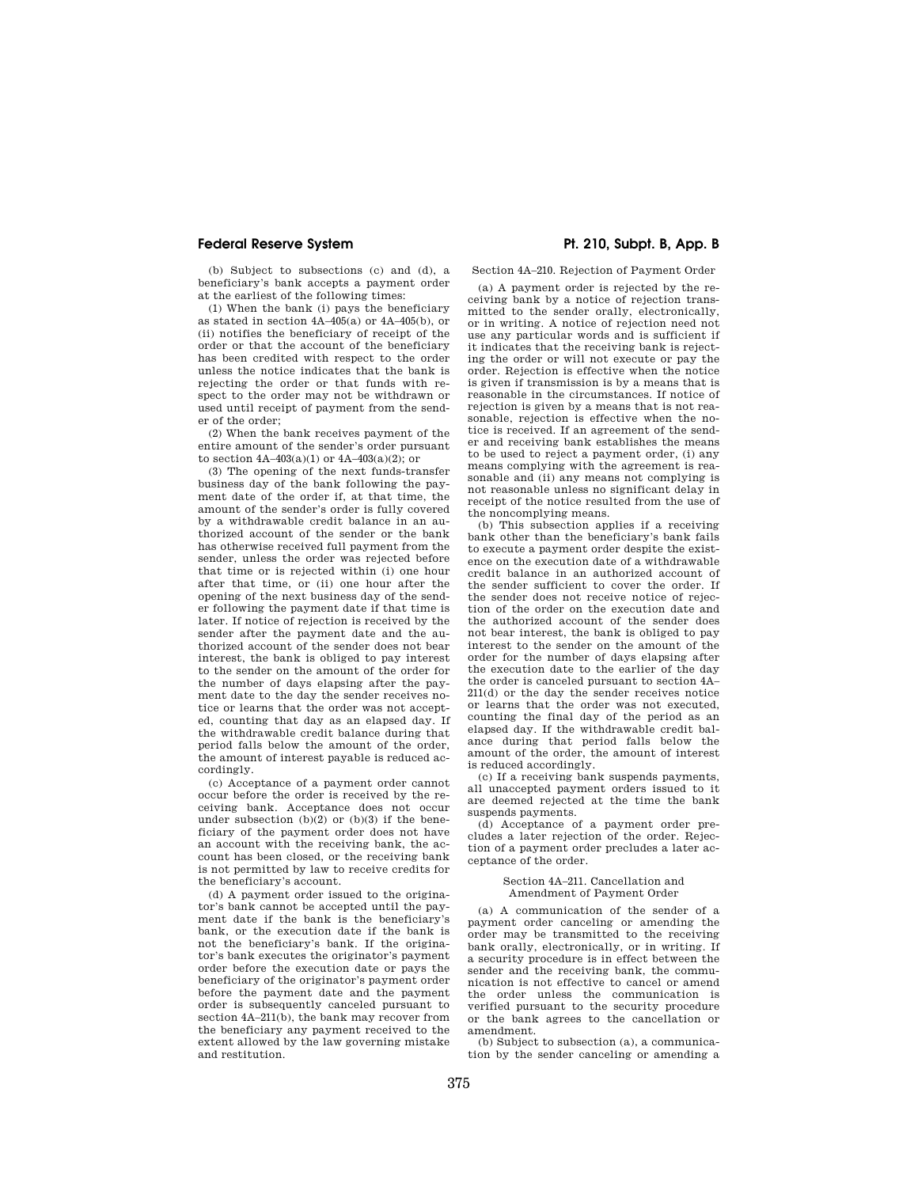(b) Subject to subsections (c) and (d), a beneficiary's bank accepts a payment order at the earliest of the following times:

(1) When the bank (i) pays the beneficiary as stated in section 4A–405(a) or 4A–405(b), or (ii) notifies the beneficiary of receipt of the order or that the account of the beneficiary has been credited with respect to the order unless the notice indicates that the bank is rejecting the order or that funds with respect to the order may not be withdrawn or used until receipt of payment from the sender of the order;

(2) When the bank receives payment of the entire amount of the sender's order pursuant to section 4A–403(a)(1) or 4A–403(a)(2); or

(3) The opening of the next funds-transfer business day of the bank following the payment date of the order if, at that time, the amount of the sender's order is fully covered by a withdrawable credit balance in an authorized account of the sender or the bank has otherwise received full payment from the sender, unless the order was rejected before that time or is rejected within (i) one hour after that time, or (ii) one hour after the opening of the next business day of the sender following the payment date if that time is later. If notice of rejection is received by the sender after the payment date and the authorized account of the sender does not bear interest, the bank is obliged to pay interest to the sender on the amount of the order for the number of days elapsing after the payment date to the day the sender receives notice or learns that the order was not accepted, counting that day as an elapsed day. If the withdrawable credit balance during that period falls below the amount of the order, the amount of interest payable is reduced accordingly.

(c) Acceptance of a payment order cannot occur before the order is received by the receiving bank. Acceptance does not occur under subsection (b)(2) or (b)(3) if the beneficiary of the payment order does not have an account with the receiving bank, the account has been closed, or the receiving bank is not permitted by law to receive credits for the beneficiary's account.

(d) A payment order issued to the originator's bank cannot be accepted until the payment date if the bank is the beneficiary's bank, or the execution date if the bank is not the beneficiary's bank. If the originator's bank executes the originator's payment order before the execution date or pays the beneficiary of the originator's payment order before the payment date and the payment order is subsequently canceled pursuant to section 4A–211(b), the bank may recover from the beneficiary any payment received to the extent allowed by the law governing mistake and restitution.

Section 4A–210. Rejection of Payment Order

(a) A payment order is rejected by the receiving bank by a notice of rejection transmitted to the sender orally, electronically, or in writing. A notice of rejection need not use any particular words and is sufficient if it indicates that the receiving bank is rejecting the order or will not execute or pay the order. Rejection is effective when the notice is given if transmission is by a means that is reasonable in the circumstances. If notice of rejection is given by a means that is not reasonable, rejection is effective when the notice is received. If an agreement of the sender and receiving bank establishes the means to be used to reject a payment order, (i) any means complying with the agreement is reasonable and (ii) any means not complying is not reasonable unless no significant delay in receipt of the notice resulted from the use of the noncomplying means.

(b) This subsection applies if a receiving bank other than the beneficiary's bank fails to execute a payment order despite the existence on the execution date of a withdrawable credit balance in an authorized account of the sender sufficient to cover the order. If the sender does not receive notice of rejection of the order on the execution date and the authorized account of the sender does not bear interest, the bank is obliged to pay interest to the sender on the amount of the order for the number of days elapsing after the execution date to the earlier of the day the order is canceled pursuant to section 4A–211(d) or the day the sender receives notice or learns that the order was not executed, counting the final day of the period as an elapsed day. If the withdrawable credit balance during that period falls below the amount of the order, the amount of interest is reduced accordingly.

(c) If a receiving bank suspends payments, all unaccepted payment orders issued to it are deemed rejected at the time the bank suspends payments.

(d) Acceptance of a payment order precludes a later rejection of the order. Rejection of a payment order precludes a later acceptance of the order.

Section 4A–211. Cancellation and Amendment of Payment Order

(a) A communication of the sender of a payment order canceling or amending the order may be transmitted to the receiving bank orally, electronically, or in writing. If a security procedure is in effect between the sender and the receiving bank, the communication is not effective to cancel or amend the order unless the communication is verified pursuant to the security procedure or the bank agrees to the cancellation or amendment.

(b) Subject to subsection (a), a communication by the sender canceling or amending a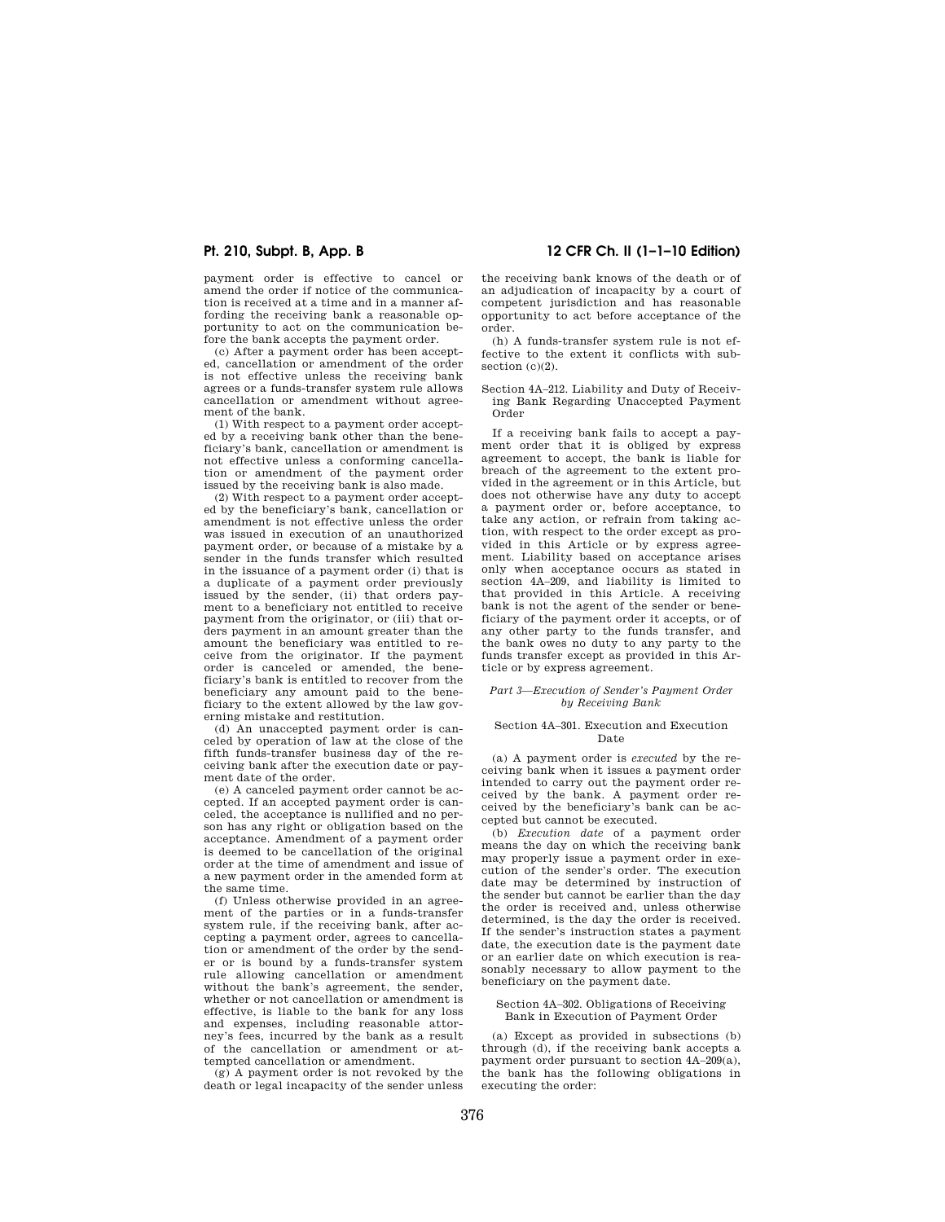payment order is effective to cancel or amend the order if notice of the communication is received at a time and in a manner affording the receiving bank a reasonable opportunity to act on the communication before the bank accepts the payment order.

(c) After a payment order has been accepted, cancellation or amendment of the order is not effective unless the receiving bank agrees or a funds-transfer system rule allows cancellation or amendment without agreement of the bank.

(1) With respect to a payment order accepted by a receiving bank other than the beneficiary's bank, cancellation or amendment is not effective unless a conforming cancellation or amendment of the payment order issued by the receiving bank is also made.

(2) With respect to a payment order accepted by the beneficiary's bank, cancellation or amendment is not effective unless the order was issued in execution of an unauthorized payment order, or because of a mistake by a sender in the funds transfer which resulted in the issuance of a payment order (i) that is a duplicate of a payment order previously issued by the sender, (ii) that orders payment to a beneficiary not entitled to receive payment from the originator, or (iii) that orders payment in an amount greater than the amount the beneficiary was entitled to receive from the originator. If the payment order is canceled or amended, the beneficiary's bank is entitled to recover from the beneficiary any amount paid to the beneficiary to the extent allowed by the law governing mistake and restitution.

(d) An unaccepted payment order is canceled by operation of law at the close of the fifth funds-transfer business day of the receiving bank after the execution date or payment date of the order.

(e) A canceled payment order cannot be accepted. If an accepted payment order is canceled, the acceptance is nullified and no person has any right or obligation based on the acceptance. Amendment of a payment order is deemed to be cancellation of the original order at the time of amendment and issue of a new payment order in the amended form at the same time.

(f) Unless otherwise provided in an agreement of the parties or in a funds-transfer system rule, if the receiving bank, after accepting a payment order, agrees to cancellation or amendment of the order by the sender or is bound by a funds-transfer system rule allowing cancellation or amendment without the bank's agreement, the sender, whether or not cancellation or amendment is effective, is liable to the bank for any loss and expenses, including reasonable attorney's fees, incurred by the bank as a result of the cancellation or amendment or attempted cancellation or amendment.

(g) A payment order is not revoked by the death or legal incapacity of the sender unless the receiving bank knows of the death or of an adjudication of incapacity by a court of competent jurisdiction and has reasonable opportunity to act before acceptance of the order.

(h) A funds-transfer system rule is not effective to the extent it conflicts with subsection (c)(2).

Section 4A–212. Liability and Duty of Receiving Bank Regarding Unaccepted Payment Order

If a receiving bank fails to accept a payment order that it is obliged by express agreement to accept, the bank is liable for breach of the agreement to the extent provided in the agreement or in this Article, but does not otherwise have any duty to accept a payment order or, before acceptance, to take any action, or refrain from taking action, with respect to the order except as provided in this Article or by express agreement. Liability based on acceptance arises only when acceptance occurs as stated in section 4A–209, and liability is limited to that provided in this Article. A receiving bank is not the agent of the sender or beneficiary of the payment order it accepts, or of any other party to the funds transfer, and the bank owes no duty to any party to the funds transfer except as provided in this Article or by express agreement.

*Part 3—Execution of Sender's Payment Order by Receiving Bank*

Section 4A–301. Execution and Execution Date

(a) A payment order is *executed* by the receiving bank when it issues a payment order intended to carry out the payment order received by the bank. A payment order received by the beneficiary's bank can be accepted but cannot be executed.

(b) *Execution date* of a payment order means the day on which the receiving bank may properly issue a payment order in execution of the sender's order. The execution date may be determined by instruction of the sender but cannot be earlier than the day the order is received and, unless otherwise determined, is the day the order is received. If the sender's instruction states a payment date, the execution date is the payment date or an earlier date on which execution is reasonably necessary to allow payment to the beneficiary on the payment date.

Section 4A–302. Obligations of Receiving Bank in Execution of Payment Order

(a) Except as provided in subsections (b) through (d), if the receiving bank accepts a payment order pursuant to section 4A–209(a), the bank has the following obligations in executing the order: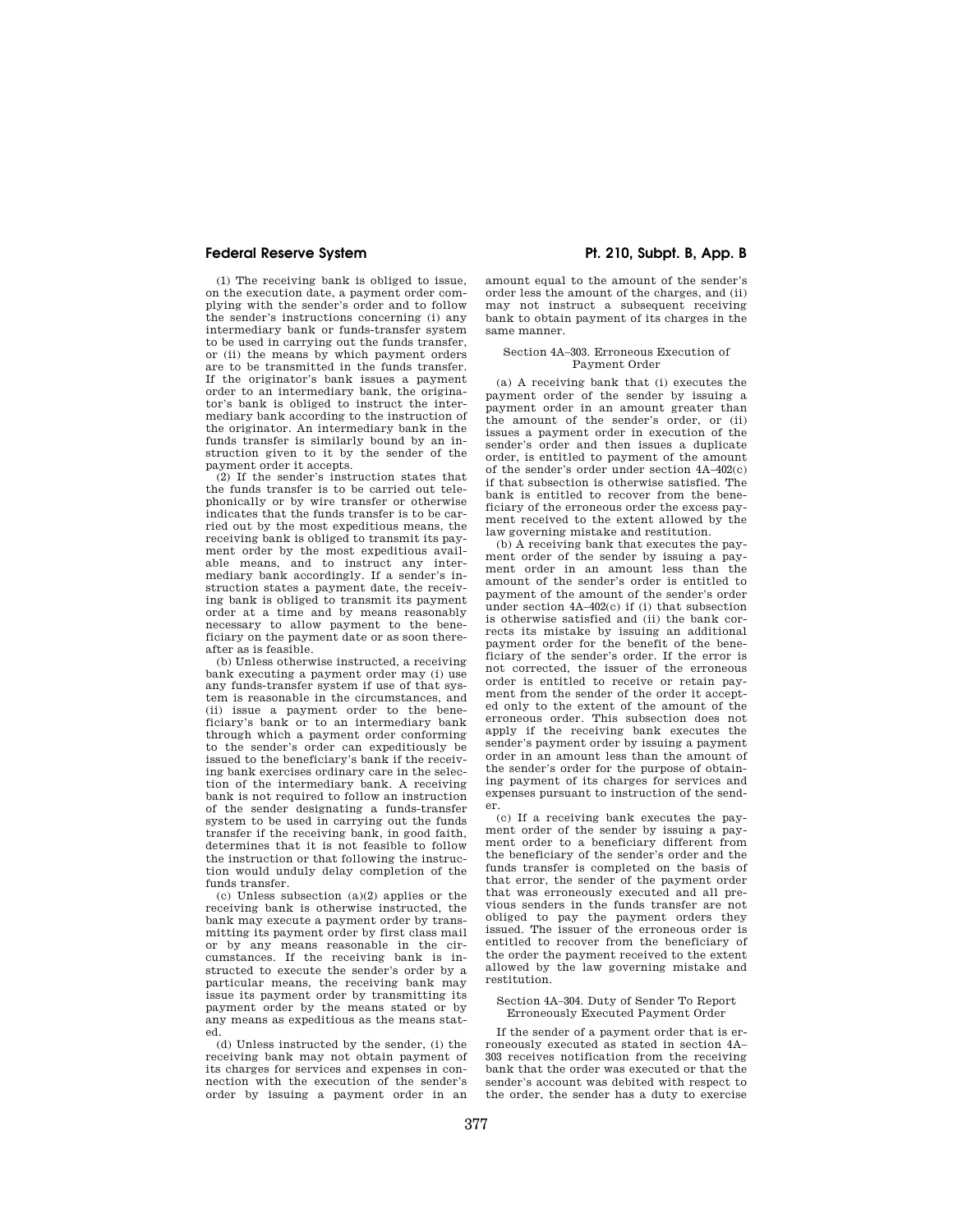(1) The receiving bank is obliged to issue, on the execution date, a payment order complying with the sender's order and to follow the sender's instructions concerning (i) any intermediary bank or funds-transfer system to be used in carrying out the funds transfer, or (ii) the means by which payment orders are to be transmitted in the funds transfer. If the originator's bank issues a payment order to an intermediary bank, the originator's bank is obliged to instruct the intermediary bank according to the instruction of the originator. An intermediary bank in the funds transfer is similarly bound by an instruction given to it by the sender of the payment order it accepts.

(2) If the sender's instruction states that the funds transfer is to be carried out telephonically or by wire transfer or otherwise indicates that the funds transfer is to be carried out by the most expeditious means, the receiving bank is obliged to transmit its payment order by the most expeditious available means, and to instruct any intermediary bank accordingly. If a sender's instruction states a payment date, the receiving bank is obliged to transmit its payment order at a time and by means reasonably necessary to allow payment to the beneficiary on the payment date or as soon thereafter as is feasible.

(b) Unless otherwise instructed, a receiving bank executing a payment order may (i) use any funds-transfer system if use of that system is reasonable in the circumstances, and (ii) issue a payment order to the beneficiary's bank or to an intermediary bank through which a payment order conforming to the sender's order can expeditiously be issued to the beneficiary's bank if the receiving bank exercises ordinary care in the selection of the intermediary bank. A receiving bank is not required to follow an instruction of the sender designating a funds-transfer system to be used in carrying out the funds transfer if the receiving bank, in good faith, determines that it is not feasible to follow the instruction or that following the instruction would unduly delay completion of the funds transfer.

(c) Unless subsection (a)(2) applies or the receiving bank is otherwise instructed, the bank may execute a payment order by transmitting its payment order by first class mail or by any means reasonable in the circumstances. If the receiving bank is instructed to execute the sender's order by a particular means, the receiving bank may issue its payment order by transmitting its payment order by the means stated or by any means as expeditious as the means stated.

(d) Unless instructed by the sender, (i) the receiving bank may not obtain payment of its charges for services and expenses in connection with the execution of the sender's order by issuing a payment order in an amount equal to the amount of the sender's order less the amount of the charges, and (ii) may not instruct a subsequent receiving bank to obtain payment of its charges in the same manner.

Section 4A–303. Erroneous Execution of Payment Order

(a) A receiving bank that (i) executes the payment order of the sender by issuing a payment order in an amount greater than the amount of the sender's order, or (ii) issues a payment order in execution of the sender's order and then issues a duplicate order, is entitled to payment of the amount of the sender's order under section 4A–402(c) if that subsection is otherwise satisfied. The bank is entitled to recover from the beneficiary of the erroneous order the excess payment received to the extent allowed by the law governing mistake and restitution.

(b) A receiving bank that executes the payment order of the sender by issuing a payment order in an amount less than the amount of the sender's order is entitled to payment of the amount of the sender's order under section 4A–402(c) if (i) that subsection is otherwise satisfied and (ii) the bank corrects its mistake by issuing an additional payment order for the benefit of the beneficiary of the sender's order. If the error is not corrected, the issuer of the erroneous order is entitled to receive or retain payment from the sender of the order it accepted only to the extent of the amount of the erroneous order. This subsection does not apply if the receiving bank executes the sender's payment order by issuing a payment order in an amount less than the amount of the sender's order for the purpose of obtaining payment of its charges for services and expenses pursuant to instruction of the sender.

(c) If a receiving bank executes the payment order of the sender by issuing a payment order to a beneficiary different from the beneficiary of the sender's order and the funds transfer is completed on the basis of that error, the sender of the payment order that was erroneously executed and all previous senders in the funds transfer are not obliged to pay the payment orders they issued. The issuer of the erroneous order is entitled to recover from the beneficiary of the order the payment received to the extent allowed by the law governing mistake and restitution.

Section 4A–304. Duty of Sender To Report Erroneously Executed Payment Order

If the sender of a payment order that is erroneously executed as stated in section 4A–303 receives notification from the receiving bank that the order was executed or that the sender's account was debited with respect to the order, the sender has a duty to exercise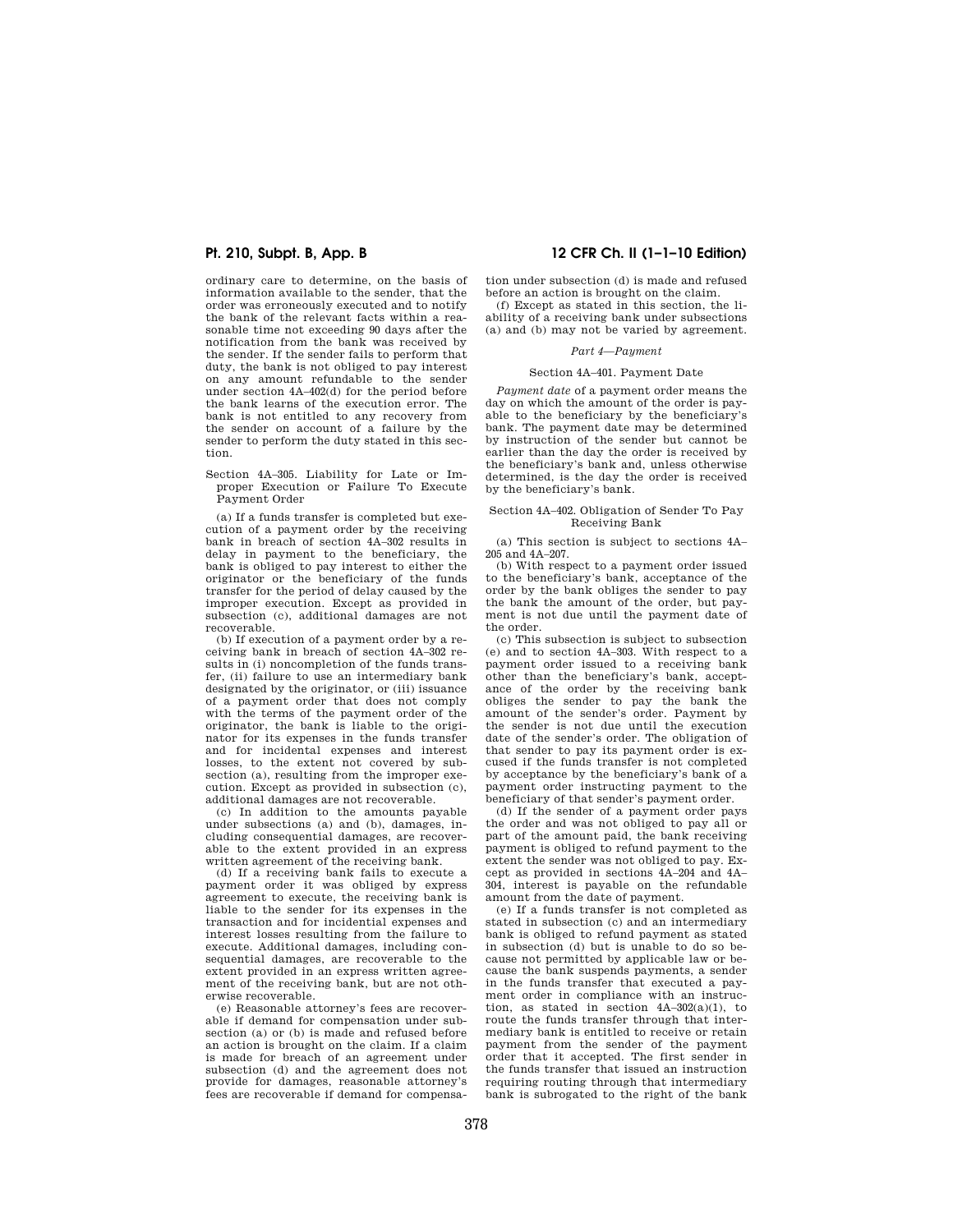ordinary care to determine, on the basis of information available to the sender, that the order was erroneously executed and to notify the bank of the relevant facts within a reasonable time not exceeding 90 days after the notification from the bank was received by the sender. If the sender fails to perform that duty, the bank is not obliged to pay interest on any amount refundable to the sender under section 4A–402(d) for the period before the bank learns of the execution error. The bank is not entitled to any recovery from the sender on account of a failure by the sender to perform the duty stated in this section.

Section 4A–305. Liability for Late or Improper Execution or Failure To Execute Payment Order

(a) If a funds transfer is completed but execution of a payment order by the receiving bank in breach of section 4A–302 results in delay in payment to the beneficiary, the bank is obliged to pay interest to either the originator or the beneficiary of the funds transfer for the period of delay caused by the improper execution. Except as provided in subsection (c), additional damages are not recoverable.

(b) If execution of a payment order by a receiving bank in breach of section 4A–302 results in (i) noncompletion of the funds transfer, (ii) failure to use an intermediary bank designated by the originator, or (iii) issuance of a payment order that does not comply with the terms of the payment order of the originator, the bank is liable to the originator for its expenses in the funds transfer and for incidental expenses and interest losses, to the extent not covered by subsection (a), resulting from the improper execution. Except as provided in subsection (c), additional damages are not recoverable.

(c) In addition to the amounts payable under subsections (a) and (b), damages, including consequential damages, are recoverable to the extent provided in an express written agreement of the receiving bank.

(d) If a receiving bank fails to execute a payment order it was obliged by express agreement to execute, the receiving bank is liable to the sender for its expenses in the transaction and for incidental expenses and interest losses resulting from the failure to execute. Additional damages, including consequential damages, are recoverable to the extent provided in an express written agreement of the receiving bank, but are not otherwise recoverable.

(e) Reasonable attorney's fees are recoverable if demand for compensation under subsection (a) or (b) is made and refused before an action is brought on the claim. If a claim is made for breach of an agreement under subsection (d) and the agreement does not provide for damages, reasonable attorney's fees are recoverable if demand for compensation under subsection (d) is made and refused before an action is brought on the claim.

(f) Except as stated in this section, the liability of a receiving bank under subsections (a) and (b) may not be varied by agreement.

*Part 4—Payment*

Section 4A–401. Payment Date

*Payment date* of a payment order means the day on which the amount of the order is payable to the beneficiary by the beneficiary's bank. The payment date may be determined by instruction of the sender but cannot be earlier than the day the order is received by the beneficiary's bank and, unless otherwise determined, is the day the order is received by the beneficiary's bank.

Section 4A–402. Obligation of Sender To Pay Receiving Bank

(a) This section is subject to sections 4A–205 and 4A–207.

(b) With respect to a payment order issued to the beneficiary's bank, acceptance of the order by the bank obliges the sender to pay the bank the amount of the order, but payment is not due until the payment date of the order.

(c) This subsection is subject to subsection (e) and to section 4A–303. With respect to a payment order issued to a receiving bank other than the beneficiary's bank, acceptance of the order by the receiving bank obliges the sender to pay the bank the amount of the sender's order. Payment by the sender is not due until the execution date of the sender's order. The obligation of that sender to pay its payment order is excused if the funds transfer is not completed by acceptance by the beneficiary's bank of a payment order instructing payment to the beneficiary of that sender's payment order.

(d) If the sender of a payment order pays the order and was not obliged to pay all or part of the amount paid, the bank receiving payment is obliged to refund payment to the extent the sender was not obliged to pay. Except as provided in sections 4A–204 and 4A–304, interest is payable on the refundable amount from the date of payment.

(e) If a funds transfer is not completed as stated in subsection (c) and an intermediary bank is obliged to refund payment as stated in subsection (d) but is unable to do so because not permitted by applicable law or because the bank suspends payments, a sender in the funds transfer that executed a payment order in compliance with an instruction, as stated in section 4A–302(a)(1), to route the funds transfer through that intermediary bank is entitled to receive or retain payment from the sender of the payment order that it accepted. The first sender in the funds transfer that issued an instruction requiring routing through that intermediary bank is subrogated to the right of the bank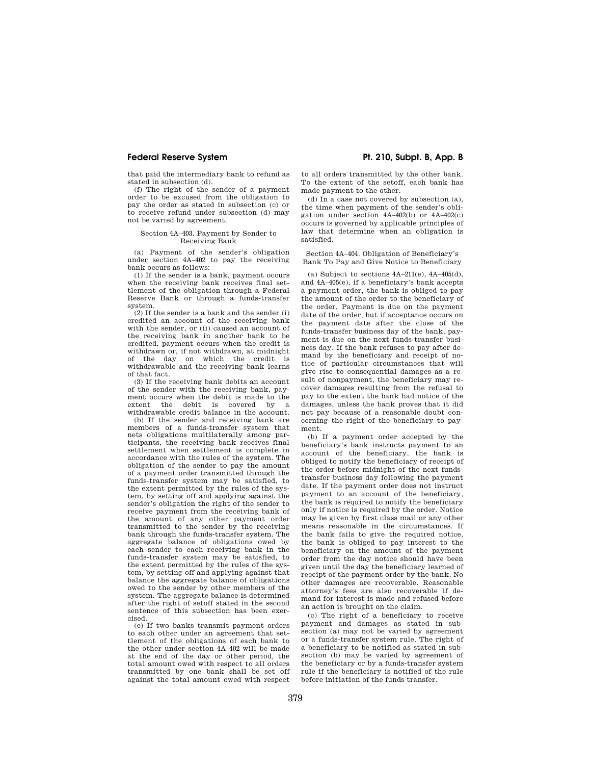that paid the intermediary bank to refund as stated in subsection (d).

(f) The right of the sender of a payment order to be excused from the obligation to pay the order as stated in subsection (c) or to receive refund under subsection (d) may not be varied by agreement.

Section 4A–403. Payment by Sender to Receiving Bank

(a) Payment of the sender's obligation under section 4A–402 to pay the receiving bank occurs as follows:

(1) If the sender is a bank, payment occurs when the receiving bank receives final settlement of the obligation through a Federal Reserve Bank or through a funds-transfer system.

(2) If the sender is a bank and the sender (i) credited an account of the receiving bank with the sender, or (ii) caused an account of the receiving bank in another bank to be credited, payment occurs when the credit is withdrawn or, if not withdrawn, at midnight of the day on which the credit is withdrawable and the receiving bank learns of that fact.

(3) If the receiving bank debits an account of the sender with the receiving bank, payment occurs when the debit is made to the extent the debit is covered by a withdrawable credit balance in the account.

(b) If the sender and receiving bank are members of a funds-transfer system that nets obligations multilaterally among participants, the receiving bank receives final settlement when settlement is complete in accordance with the rules of the system. The obligation of the sender to pay the amount of a payment order transmitted through the funds-transfer system may be satisfied, to the extent permitted by the rules of the system, by setting off and applying against the sender's obligation the right of the sender to receive payment from the receiving bank of the amount of any other payment order transmitted to the sender by the receiving bank through the funds-transfer system. The aggregate balance of obligations owed by each sender to each receiving bank in the funds-transfer system may be satisfied, to the extent permitted by the rules of the system, by setting off and applying against that balance the aggregate balance of obligations owed to the sender by other members of the system. The aggregate balance is determined after the right of setoff stated in the second sentence of this subsection has been exercised.

(c) If two banks transmit payment orders to each other under an agreement that settlement of the obligations of each bank to the other under section 4A–402 will be made at the end of the day or other period, the total amount owed with respect to all orders transmitted by one bank shall be set off against the total amount owed with respect to all orders transmitted by the other bank. To the extent of the setoff, each bank has made payment to the other.

(d) In a case not covered by subsection (a), the time when payment of the sender's obligation under section 4A–402(b) or 4A–402(c) occurs is governed by applicable principles of law that determine when an obligation is satisfied.

Section 4A–404. Obligation of Beneficiary's Bank To Pay and Give Notice to Beneficiary

(a) Subject to sections 4A–211(e), 4A–405(d), and 4A–405(e), if a beneficiary's bank accepts a payment order, the bank is obliged to pay the amount of the order to the beneficiary of the order. Payment is due on the payment date of the order, but if acceptance occurs on the payment date after the close of the funds-transfer business day of the bank, payment is due on the next funds-transfer business day. If the bank refuses to pay after demand by the beneficiary and receipt of notice of particular circumstances that will give rise to consequential damages as a result of nonpayment, the beneficiary may recover damages resulting from the refusal to pay to the extent the bank had notice of the damages, unless the bank proves that it did not pay because of a reasonable doubt concerning the right of the beneficiary to payment.

(b) If a payment order accepted by the beneficiary's bank instructs payment to an account of the beneficiary, the bank is obliged to notify the beneficiary of receipt of the order before midnight of the next funds-transfer business day following the payment date. If the payment order does not instruct payment to an account of the beneficiary, the bank is required to notify the beneficiary only if notice is required by the order. Notice may be given by first class mail or any other means reasonable in the circumstances. If the bank fails to give the required notice, the bank is obliged to pay interest to the beneficiary on the amount of the payment order from the day notice should have been given until the day the beneficiary learned of receipt of the payment order by the bank. No other damages are recoverable. Reasonable attorney's fees are also recoverable if demand for interest is made and refused before an action is brought on the claim.

(c) The right of a beneficiary to receive payment and damages as stated in subsection (a) may not be varied by agreement or a funds-transfer system rule. The right of a beneficiary to be notified as stated in subsection (b) may be varied by agreement of the beneficiary or by a funds-transfer system rule if the beneficiary is notified of the rule before initiation of the funds transfer.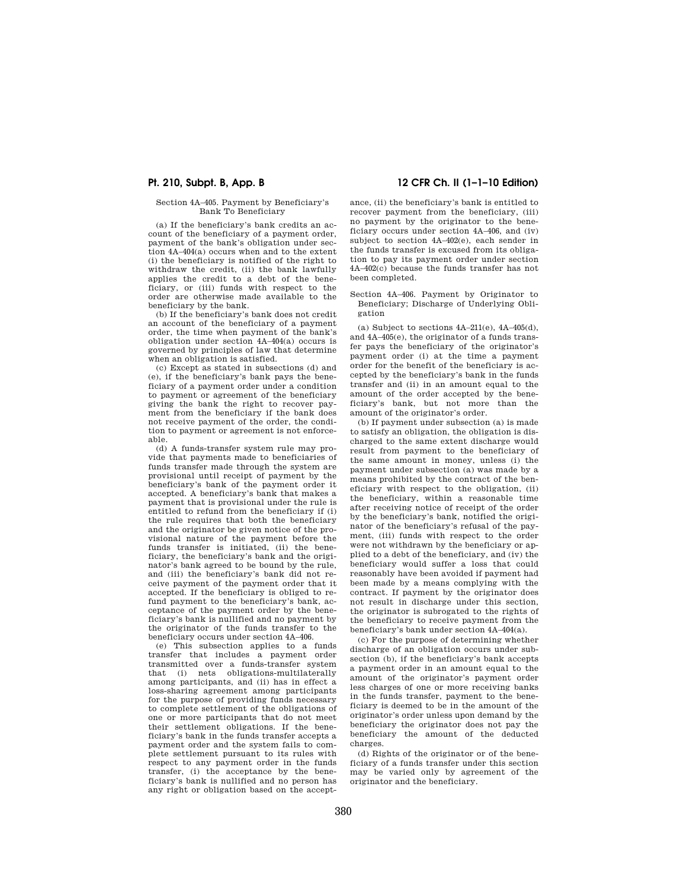Section 4A–405. Payment by Beneficiary's Bank To Beneficiary

(a) If the beneficiary's bank credits an account of the beneficiary of a payment order, payment of the bank's obligation under section 4A–404(a) occurs when and to the extent (i) the beneficiary is notified of the right to withdraw the credit, (ii) the bank lawfully applies the credit to a debt of the beneficiary, or (iii) funds with respect to the order are otherwise made available to the beneficiary by the bank.

(b) If the beneficiary's bank does not credit an account of the beneficiary of a payment order, the time when payment of the bank's obligation under section 4A–404(a) occurs is governed by principles of law that determine when an obligation is satisfied.

(c) Except as stated in subsections (d) and (e), if the beneficiary's bank pays the beneficiary of a payment order under a condition to payment or agreement of the beneficiary giving the bank the right to recover payment from the beneficiary if the bank does not receive payment of the order, the condition to payment or agreement is not enforceable.

(d) A funds-transfer system rule may provide that payments made to beneficiaries of funds transfer made through the system are provisional until receipt of payment by the beneficiary's bank of the payment order it accepted. A beneficiary's bank that makes a payment that is provisional under the rule is entitled to refund from the beneficiary if (i) the rule requires that both the beneficiary and the originator be given notice of the provisional nature of the payment before the funds transfer is initiated, (ii) the beneficiary, the beneficiary's bank and the originator's bank agreed to be bound by the rule, and (iii) the beneficiary's bank did not receive payment of the payment order that it accepted. If the beneficiary is obliged to refund payment to the beneficiary's bank, acceptance of the payment order by the beneficiary's bank is nullified and no payment by the originator of the funds transfer to the beneficiary occurs under section 4A–406.

(e) This subsection applies to a funds transfer that includes a payment order transmitted over a funds-transfer system that (i) nets obligations-multilaterally among participants, and (ii) has in effect a loss-sharing agreement among participants for the purpose of providing funds necessary to complete settlement of the obligations of one or more participants that do not meet their settlement obligations. If the beneficiary's bank in the funds transfer accepts a payment order and the system fails to complete settlement pursuant to its rules with respect to any payment order in the funds transfer, (i) the acceptance by the beneficiary's bank is nullified and no person has any right or obligation based on the acceptance, (ii) the beneficiary's bank is entitled to recover payment from the beneficiary, (iii) no payment by the originator to the beneficiary occurs under section 4A–406, and (iv) subject to section 4A–402(e), each sender in the funds transfer is excused from its obligation to pay its payment order under section 4A–402(c) because the funds transfer has not been completed.

Section 4A–406. Payment by Originator to Beneficiary; Discharge of Underlying Obligation

(a) Subject to sections 4A–211(e), 4A–405(d), and 4A–405(e), the originator of a funds transfer pays the beneficiary of the originator's payment order (i) at the time a payment order for the benefit of the beneficiary is accepted by the beneficiary's bank in the funds transfer and (ii) in an amount equal to the amount of the order accepted by the beneficiary's bank, but not more than the amount of the originator's order.

(b) If payment under subsection (a) is made to satisfy an obligation, the obligation is discharged to the same extent discharge would result from payment to the beneficiary of the same amount in money, unless (i) the payment under subsection (a) was made by a means prohibited by the contract of the beneficiary with respect to the obligation, (ii) the beneficiary, within a reasonable time after receiving notice of receipt of the order by the beneficiary's bank, notified the originator of the beneficiary's refusal of the payment, (iii) funds with respect to the order were not withdrawn by the beneficiary or applied to a debt of the beneficiary, and (iv) the beneficiary would suffer a loss that could reasonably have been avoided if payment had been made by a means complying with the contract. If payment by the originator does not result in discharge under this section, the originator is subrogated to the rights of the beneficiary to receive payment from the beneficiary's bank under section 4A–404(a).

(c) For the purpose of determining whether discharge of an obligation occurs under subsection (b), if the beneficiary's bank accepts a payment order in an amount equal to the amount of the originator's payment order less charges of one or more receiving banks in the funds transfer, payment to the beneficiary is deemed to be in the amount of the originator's order unless upon demand by the beneficiary the originator does not pay the beneficiary the amount of the deducted charges.

(d) Rights of the originator or of the beneficiary of a funds transfer under this section may be varied only by agreement of the originator and the beneficiary.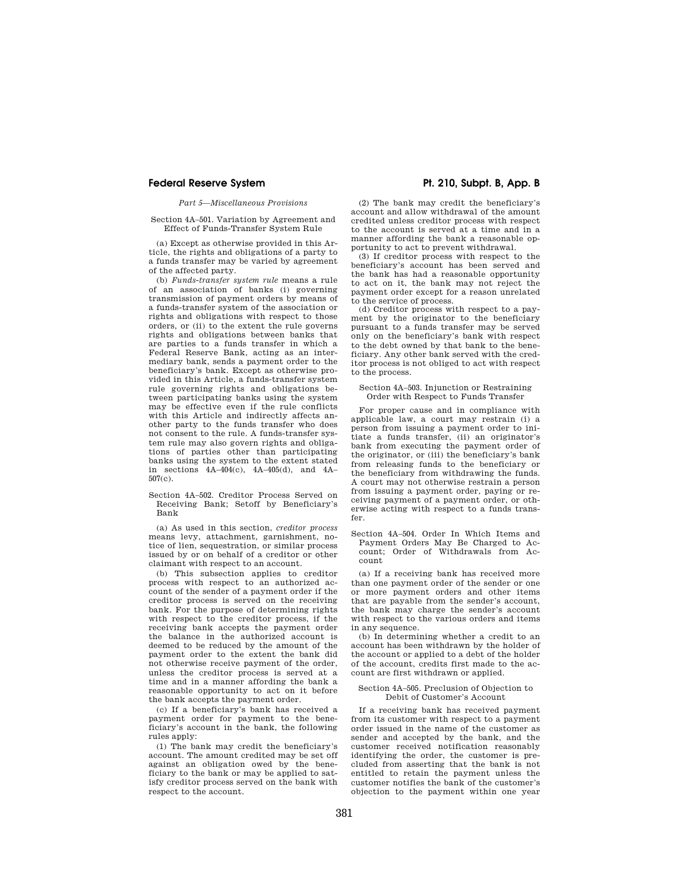*Part 5—Miscellaneous Provisions*

### Section 4A–501. Variation by Agreement and Effect of Funds-Transfer System Rule

(a) Except as otherwise provided in this Article, the rights and obligations of a party to a funds transfer may be varied by agreement of the affected party.

(b) *Funds-transfer system rule* means a rule of an association of banks (i) governing transmission of payment orders by means of a funds-transfer system of the association or rights and obligations with respect to those orders, or (ii) to the extent the rule governs rights and obligations between banks that are parties to a funds transfer in which a Federal Reserve Bank, acting as an intermediary bank, sends a payment order to the beneficiary's bank. Except as otherwise provided in this Article, a funds-transfer system rule governing rights and obligations between participating banks using the system may be effective even if the rule conflicts with this Article and indirectly affects another party to the funds transfer who does not consent to the rule. A funds-transfer system rule may also govern rights and obligations of parties other than participating banks using the system to the extent stated in sections 4A–404(c), 4A–405(d), and 4A–507(c).

### Section 4A–502. Creditor Process Served on Receiving Bank; Setoff by Beneficiary's Bank

(a) As used in this section, *creditor process* means levy, attachment, garnishment, notice of lien, sequestration, or similar process issued by or on behalf of a creditor or other claimant with respect to an account.

(b) This subsection applies to creditor process with respect to an authorized account of the sender of a payment order if the creditor process is served on the receiving bank. For the purpose of determining rights with respect to the creditor process, if the receiving bank accepts the payment order the balance in the authorized account is deemed to be reduced by the amount of the payment order to the extent the bank did not otherwise receive payment of the order, unless the creditor process is served at a time and in a manner affording the bank a reasonable opportunity to act on it before the bank accepts the payment order.

(c) If a beneficiary's bank has received a payment order for payment to the beneficiary's account in the bank, the following rules apply:

(1) The bank may credit the beneficiary's account. The amount credited may be set off against an obligation owed by the beneficiary to the bank or may be applied to satisfy creditor process served on the bank with respect to the account.

(2) The bank may credit the beneficiary's account and allow withdrawal of the amount credited unless creditor process with respect to the account is served at a time and in a manner affording the bank a reasonable opportunity to act to prevent withdrawal.

(3) If creditor process with respect to the beneficiary's account has been served and the bank has had a reasonable opportunity to act on it, the bank may not reject the payment order except for a reason unrelated to the service of process.

(d) Creditor process with respect to a payment by the originator to the beneficiary pursuant to a funds transfer may be served only on the beneficiary's bank with respect to the debt owned by that bank to the beneficiary. Any other bank served with the creditor process is not obliged to act with respect to the process.

### Section 4A–503. Injunction or Restraining Order with Respect to Funds Transfer

For proper cause and in compliance with applicable law, a court may restrain (i) a person from issuing a payment order to initiate a funds transfer, (ii) an originator's bank from executing the payment order of the originator, or (iii) the beneficiary's bank from releasing funds to the beneficiary or the beneficiary from withdrawing the funds. A court may not otherwise restrain a person from issuing a payment order, paying or receiving payment of a payment order, or otherwise acting with respect to a funds transfer.

### Section 4A–504. Order In Which Items and Payment Orders May Be Charged to Account; Order of Withdrawals from Account

(a) If a receiving bank has received more than one payment order of the sender or one or more payment orders and other items that are payable from the sender's account, the bank may charge the sender's account with respect to the various orders and items in any sequence.

(b) In determining whether a credit to an account has been withdrawn by the holder of the account or applied to a debt of the holder of the account, credits first made to the account are first withdrawn or applied.

### Section 4A–505. Preclusion of Objection to Debit of Customer's Account

If a receiving bank has received payment from its customer with respect to a payment order issued in the name of the customer as sender and accepted by the bank, and the customer received notification reasonably identifying the order, the customer is precluded from asserting that the bank is not entitled to retain the payment unless the customer notifies the bank of the customer's objection to the payment within one year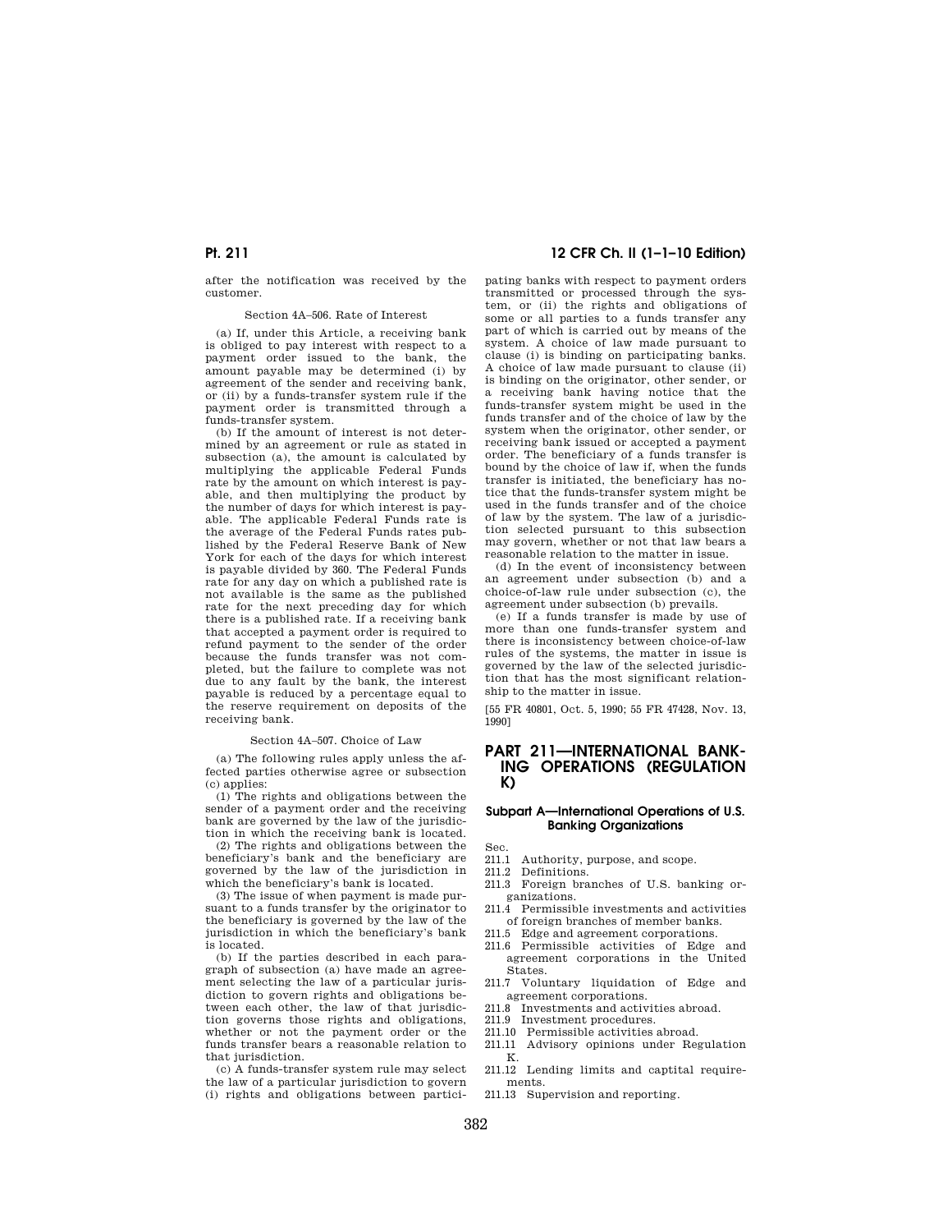after the notification was received by the customer.

Section 4A–506. Rate of Interest

(a) If, under this Article, a receiving bank is obliged to pay interest with respect to a payment order issued to the bank, the amount payable may be determined (i) by agreement of the sender and receiving bank, or (ii) by a funds-transfer system rule if the payment order is transmitted through a funds-transfer system.

(b) If the amount of interest is not determined by an agreement or rule as stated in subsection (a), the amount is calculated by multiplying the applicable Federal Funds rate by the amount on which interest is payable, and then multiplying the product by the number of days for which interest is payable. The applicable Federal Funds rate is the average of the Federal Funds rates published by the Federal Reserve Bank of New York for each of the days for which interest is payable divided by 360. The Federal Funds rate for any day on which a published rate is not available is the same as the published rate for the next preceding day for which there is a published rate. If a receiving bank that accepted a payment order is required to refund payment to the sender of the order because the funds transfer was not completed, but the failure to complete was not due to any fault by the bank, the interest payable is reduced by a percentage equal to the reserve requirement on deposits of the receiving bank.

Section 4A–507. Choice of Law

(a) The following rules apply unless the affected parties otherwise agree or subsection (c) applies:

(1) The rights and obligations between the sender of a payment order and the receiving bank are governed by the law of the jurisdiction in which the receiving bank is located.

(2) The rights and obligations between the beneficiary's bank and the beneficiary are governed by the law of the jurisdiction in which the beneficiary's bank is located.

(3) The issue of when payment is made pursuant to a funds transfer by the originator to the beneficiary is governed by the law of the jurisdiction in which the beneficiary's bank is located.

(b) If the parties described in each paragraph of subsection (a) have made an agreement selecting the law of a particular jurisdiction to govern rights and obligations between each other, the law of that jurisdiction governs those rights and obligations, whether or not the payment order or the funds transfer bears a reasonable relation to that jurisdiction.

(c) A funds-transfer system rule may select the law of a particular jurisdiction to govern (i) rights and obligations between participating banks with respect to payment orders transmitted or processed through the system, or (ii) the rights and obligations of some or all parties to a funds transfer any part of which is carried out by means of the system. A choice of law made pursuant to clause (i) is binding on participating banks. A choice of law made pursuant to clause (ii) is binding on the originator, other sender, or a receiving bank having notice that the funds-transfer system might be used in the funds transfer and of the choice of law by the system when the originator, other sender, or receiving bank issued or accepted a payment order. The beneficiary of a funds transfer is bound by the choice of law if, when the funds transfer is initiated, the beneficiary has notice that the funds-transfer system might be used in the funds transfer and of the choice of law by the system. The law of a jurisdiction selected pursuant to this subsection may govern, whether or not that law bears a reasonable relation to the matter in issue.

(d) In the event of inconsistency between an agreement under subsection (b) and a choice-of-law rule under subsection (c), the agreement under subsection (b) prevails.

(e) If a funds transfer is made by use of more than one funds-transfer system and there is inconsistency between choice-of-law rules of the systems, the matter in issue is governed by the law of the selected jurisdiction that has the most significant relationship to the matter in issue.

[55 FR 40801, Oct. 5, 1990; 55 FR 47428, Nov. 13, 1990]

# PART 211—INTERNATIONAL BANKING OPERATIONS (REGULATION K)

## Subpart A—International Operations of U.S. Banking Organizations

Sec.

211.1 Authority, purpose, and scope.

211.2 Definitions.

211.3 Foreign branches of U.S. banking organizations.

211.4 Permissible investments and activities of foreign branches of member banks.

211.5 Edge and agreement corporations.

211.6 Permissible activities of Edge and agreement corporations in the United States.

211.7 Voluntary liquidation of Edge and agreement corporations.

211.8 Investments and activities abroad.

211.9 Investment procedures.

211.10 Permissible activities abroad.

211.11 Advisory opinions under Regulation K.

211.12 Lending limits and captital requirements.

211.13 Supervision and reporting.